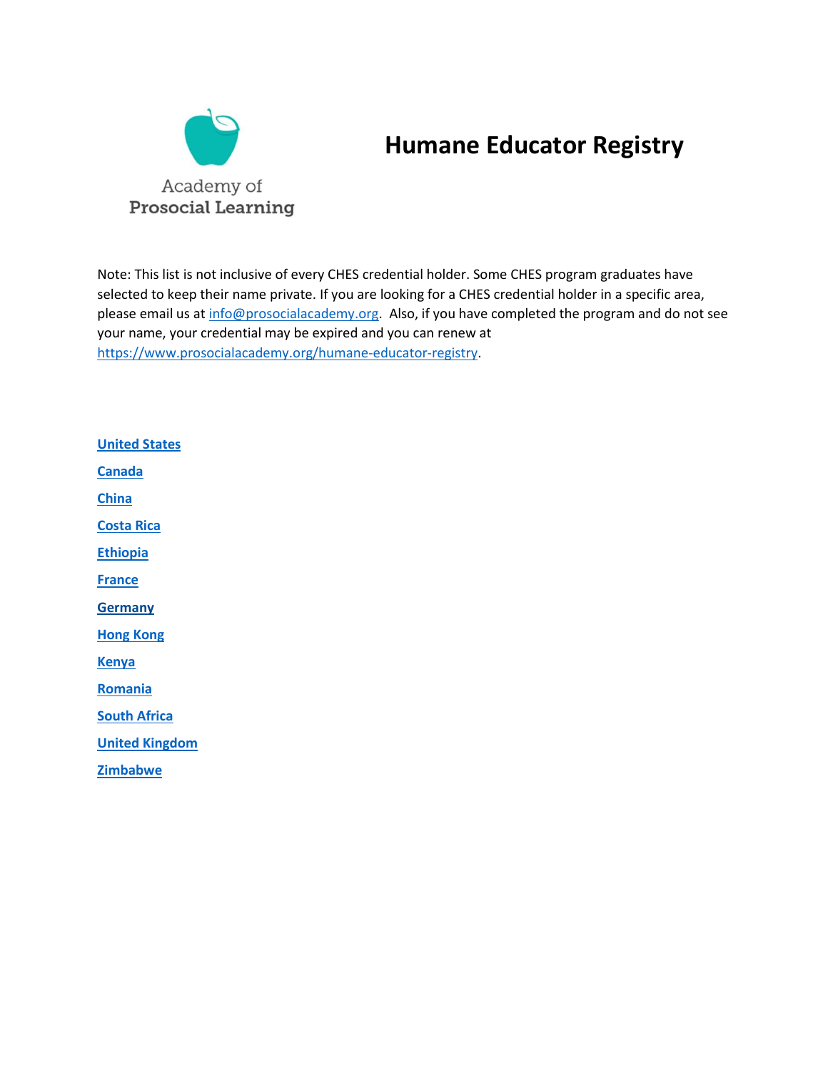Academy of Prosocial Learning

# Humane Educator Registry

Note: This list is not inclusive of every CHES credential holder. Some CHES program graduates have selected to keep their name private. If you are looking for a CHES credential holder in a specific area, please email us at [info@prosocialacademy.org](mailto:info@prosocialacademy.org). Also, if you have completed the program and do not see your name, your credential may be expired and you can renew at [https://www.prosocialacademy.org/humane-educator-registry](https://www.prosocialacademy.org/humane-educator-registry).

**United States**

**Canada**

**China**

**Costa Rica**

**Ethiopia**

**France**

**Germany**

**Hong Kong**

**Kenya**

**Romania**

**South Africa**

**United Kingdom**

**Zimbabwe**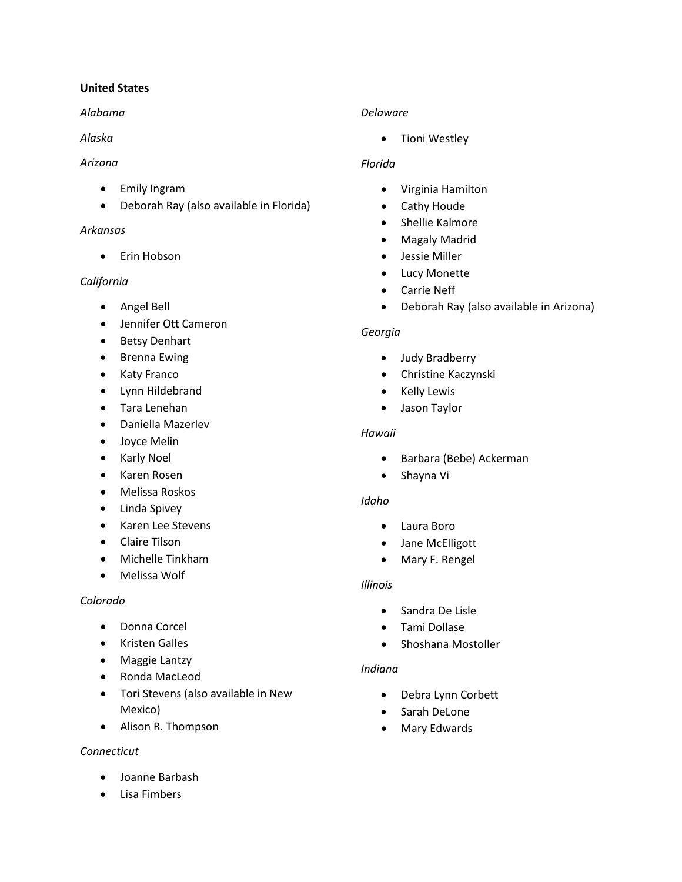**United States**

*Alabama*

*Alaska*

*Arizona*

- Emily Ingram
- Deborah Ray (also available in Florida)

*Arkansas*

- Erin Hobson

*California*

- Angel Bell
- Jennifer Ott Cameron
- Betsy Denhart
- Brenna Ewing
- Katy Franco
- Lynn Hildebrand
- Tara Lenehan
- Daniella Mazerlev
- Joyce Melin
- Karly Noel
- Karen Rosen
- Melissa Roskos
- Linda Spivey
- Karen Lee Stevens
- Claire Tilson
- Michelle Tinkham
- Melissa Wolf

*Colorado*

- Donna Corcel
- Kristen Galles
- Maggie Lantzy
- Ronda MacLeod
- Tori Stevens (also available in New Mexico)
- Alison R. Thompson

*Connecticut*

- Joanne Barbash
- Lisa Fimbers

*Delaware*

- Tioni Westley

*Florida*

- Virginia Hamilton
- Cathy Houde
- Shellie Kalmore
- Magaly Madrid
- Jessie Miller
- Lucy Monette
- Carrie Neff
- Deborah Ray (also available in Arizona)

*Georgia*

- Judy Bradberry
- Christine Kaczynski
- Kelly Lewis
- Jason Taylor

*Hawaii*

- Barbara (Bebe) Ackerman
- Shayna Vi

*Idaho*

- Laura Boro
- Jane McElligott
- Mary F. Rengel

*Illinois*

- Sandra De Lisle
- Tami Dollase
- Shoshana Mostoller

*Indiana*

- Debra Lynn Corbett
- Sarah DeLone
- Mary Edwards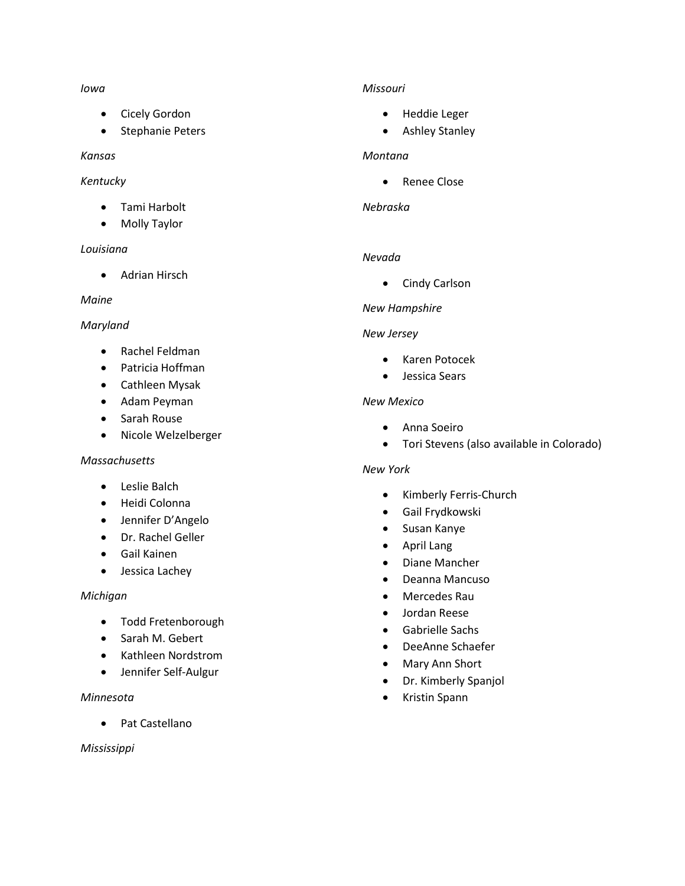*Iowa*

- Cicely Gordon
- Stephanie Peters

*Kansas*

*Kentucky*

- Tami Harbolt
- Molly Taylor

*Louisiana*

- Adrian Hirsch

*Maine*

*Maryland*

- Rachel Feldman
- Patricia Hoffman
- Cathleen Mysak
- Adam Peyman
- Sarah Rouse
- Nicole Welzelberger

*Massachusetts*

- Leslie Balch
- Heidi Colonna
- Jennifer D'Angelo
- Dr. Rachel Geller
- Gail Kainen
- Jessica Lachey

*Michigan*

- Todd Fretenborough
- Sarah M. Gebert
- Kathleen Nordstrom
- Jennifer Self-Aulgur

*Minnesota*

- Pat Castellano

*Mississippi*

*Missouri*

- Heddie Leger
- Ashley Stanley

*Montana*

- Renee Close

*Nebraska*

*Nevada*

- Cindy Carlson

*New Hampshire*

*New Jersey*

- Karen Potocek
- Jessica Sears

*New Mexico*

- Anna Soeiro
- Tori Stevens (also available in Colorado)

*New York*

- Kimberly Ferris-Church
- Gail Frydkowski
- Susan Kanye
- April Lang
- Diane Mancher
- Deanna Mancuso
- Mercedes Rau
- Jordan Reese
- Gabrielle Sachs
- DeeAnne Schaefer
- Mary Ann Short
- Dr. Kimberly Spanjol
- Kristin Spann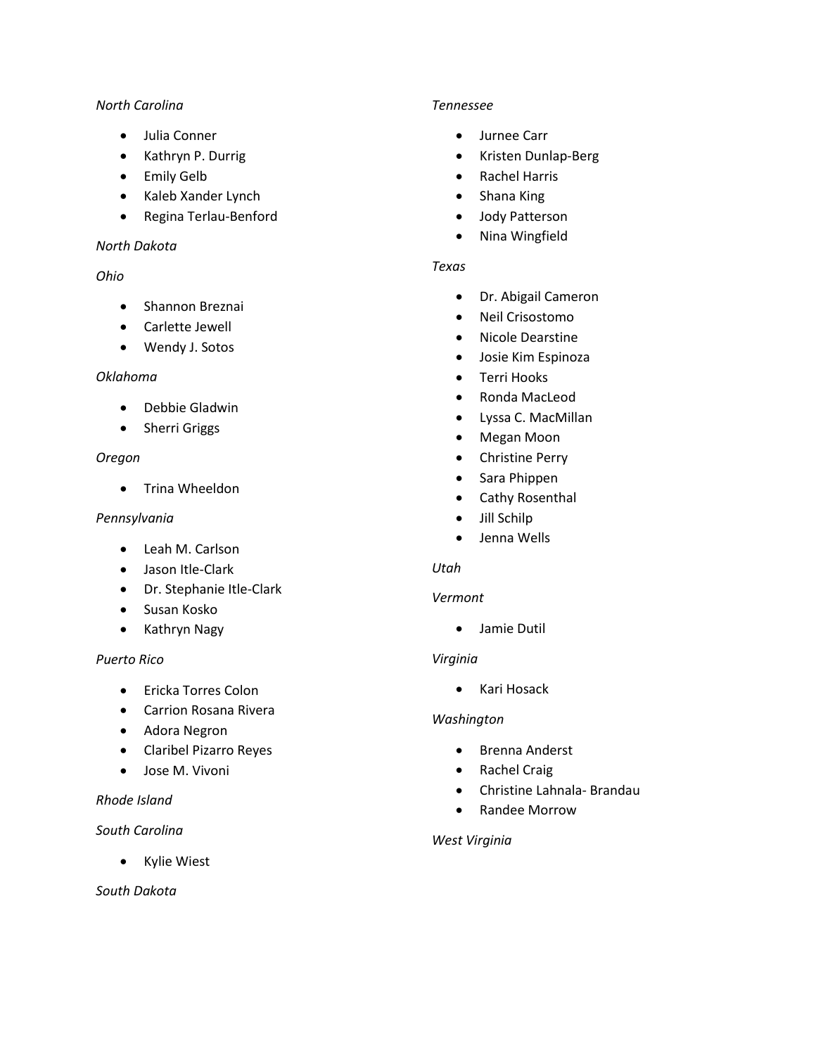*North Carolina*

- Julia Conner
- Kathryn P. Durrig
- Emily Gelb
- Kaleb Xander Lynch
- Regina Terlau-Benford

*North Dakota*

*Ohio*

- Shannon Breznai
- Carlette Jewell
- Wendy J. Sotos

*Oklahoma*

- Debbie Gladwin
- Sherri Griggs

*Oregon*

- Trina Wheeldon

*Pennsylvania*

- Leah M. Carlson
- Jason Itle-Clark
- Dr. Stephanie Itle-Clark
- Susan Kosko
- Kathryn Nagy

*Puerto Rico*

- Ericka Torres Colon
- Carrion Rosana Rivera
- Adora Negron
- Claribel Pizarro Reyes
- Jose M. Vivoni

*Rhode Island*

*South Carolina*

- Kylie Wiest

*South Dakota*

*Tennessee*

- Jurnee Carr
- Kristen Dunlap-Berg
- Rachel Harris
- Shana King
- Jody Patterson
- Nina Wingfield

*Texas*

- Dr. Abigail Cameron
- Neil Crisostomo
- Nicole Dearstine
- Josie Kim Espinoza
- Terri Hooks
- Ronda MacLeod
- Lyssa C. MacMillan
- Megan Moon
- Christine Perry
- Sara Phippen
- Cathy Rosenthal
- Jill Schilp
- Jenna Wells

*Utah*

*Vermont*

- Jamie Dutil

*Virginia*

- Kari Hosack

*Washington*

- Brenna Anderst
- Rachel Craig
- Christine Lahnala- Brandau
- Randee Morrow

*West Virginia*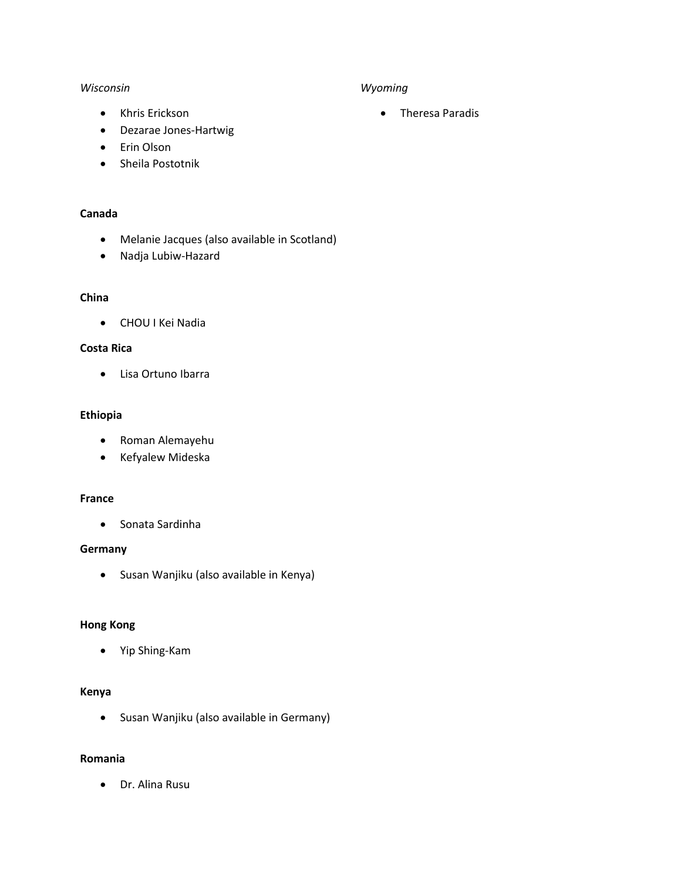*Wisconsin*

- Khris Erickson
- Dezarae Jones-Hartwig
- Erin Olson
- Sheila Postotnik

*Wyoming*

- Theresa Paradis

**Canada**

- Melanie Jacques (also available in Scotland)
- Nadja Lubiw-Hazard

**China**

- CHOU I Kei Nadia

**Costa Rica**

- Lisa Ortuno Ibarra

**Ethiopia**

- Roman Alemayehu
- Kefyalew Mideska

**France**

- Sonata Sardinha

**Germany**

- Susan Wanjiku (also available in Kenya)

**Hong Kong**

- Yip Shing-Kam

**Kenya**

- Susan Wanjiku (also available in Germany)

**Romania**

- Dr. Alina Rusu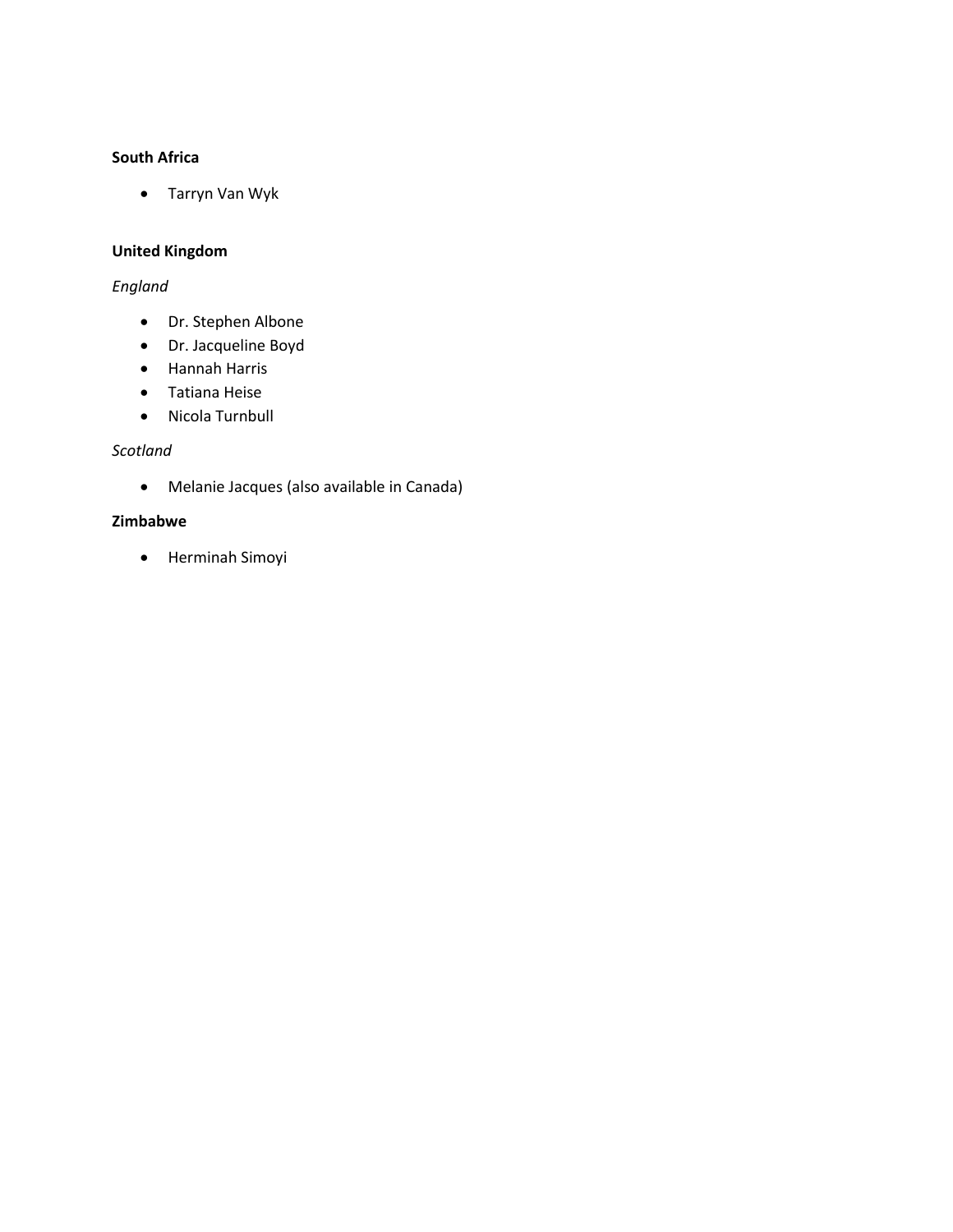**South Africa**

- Tarryn Van Wyk

**United Kingdom**

*England*

- Dr. Stephen Albone
- Dr. Jacqueline Boyd
- Hannah Harris
- Tatiana Heise
- Nicola Turnbull

*Scotland*

- Melanie Jacques (also available in Canada)

**Zimbabwe**

- Herminah Simoyi